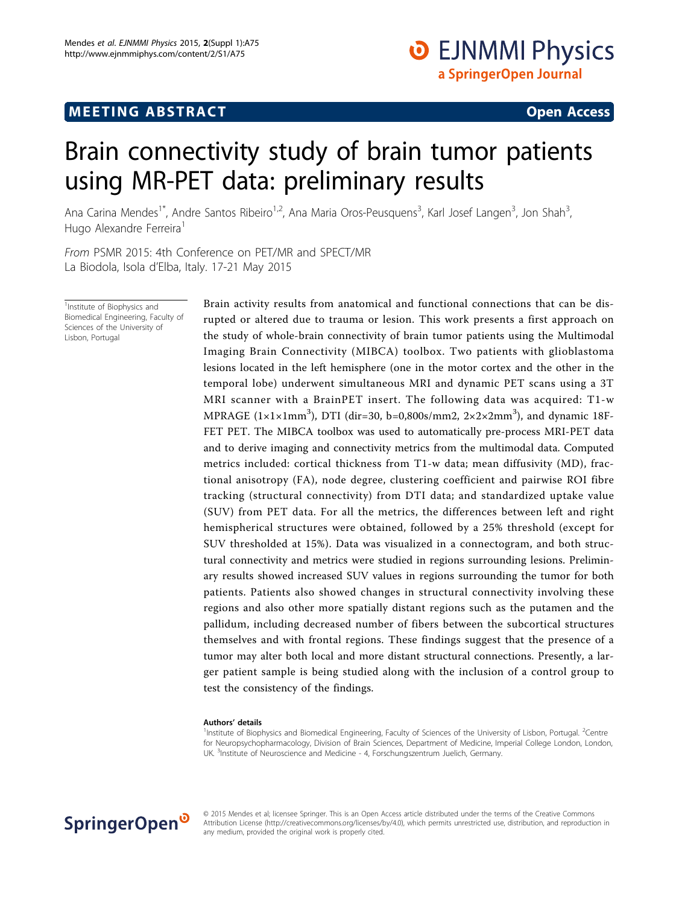MEETING ABSTRACT

Open Access

# Brain connectivity study of brain tumor patients using MR-PET data: preliminary results

Ana Carina Mendes[1*], Andre Santos Ribeiro[1,2], Ana Maria Oros-Peusquens[3], Karl Josef Langen[3], Jon Shah[3], Hugo Alexandre Ferreira[1]

*From* PSMR 2015: 4th Conference on PET/MR and SPECT/MR
La Biodola, Isola d'Elba, Italy. 17-21 May 2015

[1]Institute of Biophysics and Biomedical Engineering, Faculty of Sciences of the University of Lisbon, Portugal

Brain activity results from anatomical and functional connections that can be disrupted or altered due to trauma or lesion. This work presents a first approach on the study of whole-brain connectivity of brain tumor patients using the Multimodal Imaging Brain Connectivity (MIBCA) toolbox. Two patients with glioblastoma lesions located in the left hemisphere (one in the motor cortex and the other in the temporal lobe) underwent simultaneous MRI and dynamic PET scans using a 3T MRI scanner with a BrainPET insert. The following data was acquired: T1-w MPRAGE ($1\times1\times1mm^3$), DTI (dir=30, b=0,800s/mm2, $2\times2\times2mm^3$), and dynamic 18F-FET PET. The MIBCA toolbox was used to automatically pre-process MRI-PET data and to derive imaging and connectivity metrics from the multimodal data. Computed metrics included: cortical thickness from T1-w data; mean diffusivity (MD), fractional anisotropy (FA), node degree, clustering coefficient and pairwise ROI fibre tracking (structural connectivity) from DTI data; and standardized uptake value (SUV) from PET data. For all the metrics, the differences between left and right hemispherical structures were obtained, followed by a 25% threshold (except for SUV thresholded at 15%). Data was visualized in a connectogram, and both structural connectivity and metrics were studied in regions surrounding lesions. Preliminary results showed increased SUV values in regions surrounding the tumor for both patients. Patients also showed changes in structural connectivity involving these regions and also other more spatially distant regions such as the putamen and the pallidum, including decreased number of fibers between the subcortical structures themselves and with frontal regions. These findings suggest that the presence of a tumor may alter both local and more distant structural connections. Presently, a larger patient sample is being studied along with the inclusion of a control group to test the consistency of the findings.

**Authors' details**
[1]Institute of Biophysics and Biomedical Engineering, Faculty of Sciences of the University of Lisbon, Portugal. [2]Centre for Neuropsychopharmacology, Division of Brain Sciences, Department of Medicine, Imperial College London, London, UK. [3]Institute of Neuroscience and Medicine - 4, Forschungszentrum Juelich, Germany.

© 2015 Mendes et al; licensee Springer. This is an Open Access article distributed under the terms of the Creative Commons Attribution License (http://creativecommons.org/licenses/by/4.0), which permits unrestricted use, distribution, and reproduction in any medium, provided the original work is properly cited.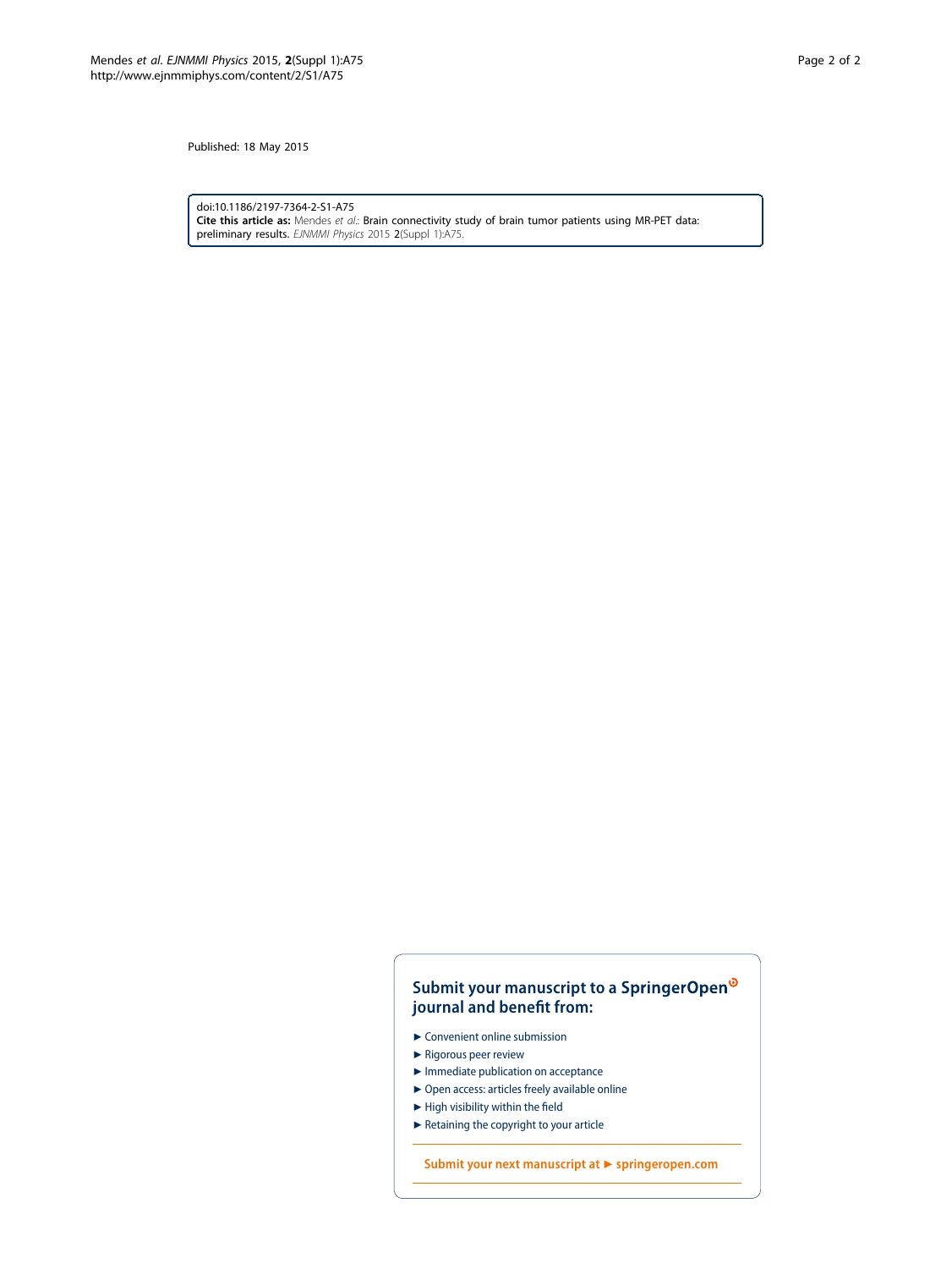Published: 18 May 2015

doi:10.1186/2197-7364-2-S1-A75
**Cite this article as:** Mendes *et al.*: Brain connectivity study of brain tumor patients using MR-PET data: preliminary results. *EJNMMI Physics* 2015 **2**(Suppl 1):A75.

**Submit your manuscript to a SpringerOpen journal and benefit from:**

- ► Convenient online submission
- ► Rigorous peer review
- ► Immediate publication on acceptance
- ► Open access: articles freely available online
- ► High visibility within the field
- ► Retaining the copyright to your article

**Submit your next manuscript at ► springeropen.com**